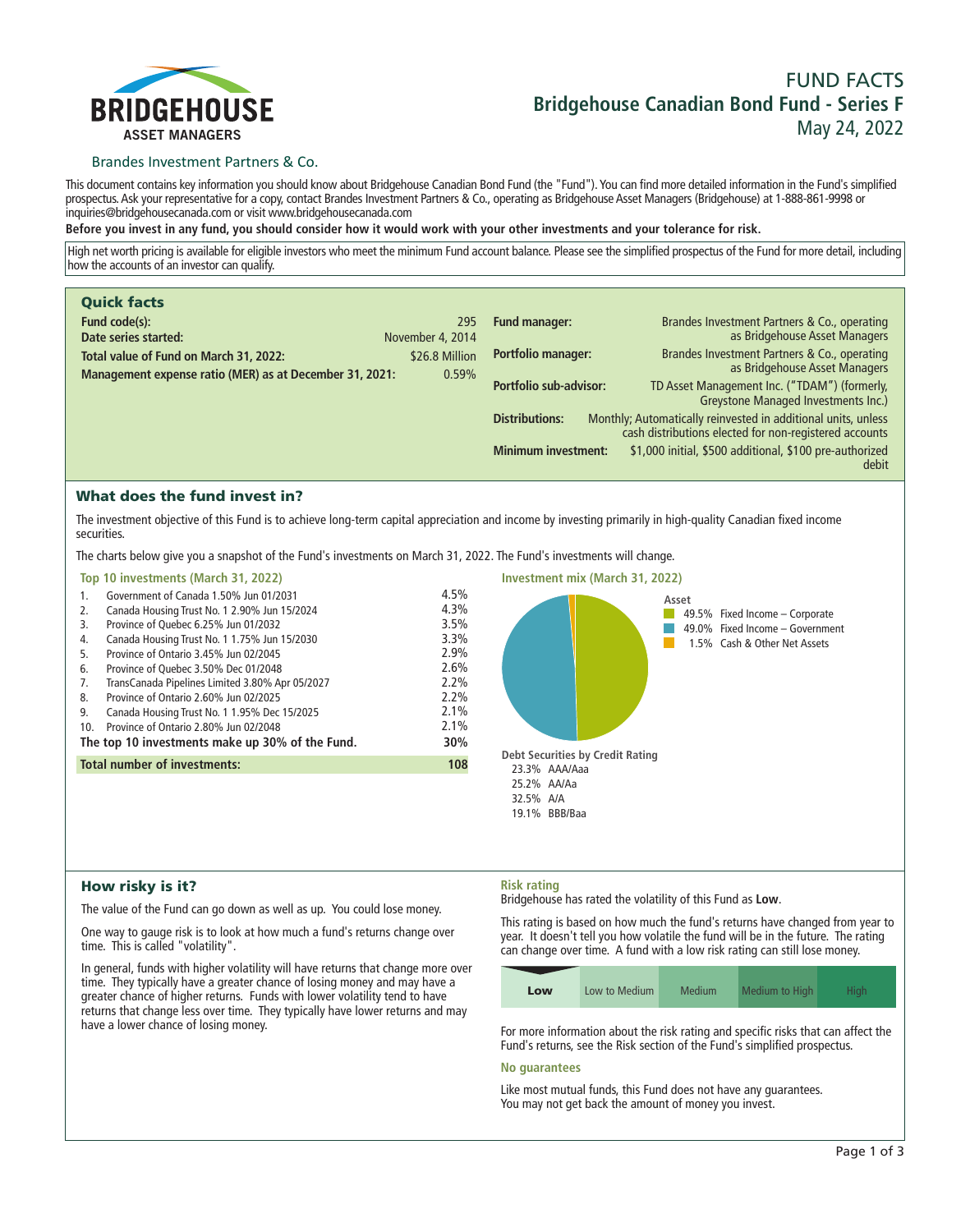# FUND FACTS
## Bridgehouse Canadian Bond Fund - Series F
May 24, 2022

BRIDGEHOUSE ASSET MANAGERS

Brandes Investment Partners & Co.

This document contains key information you should know about Bridgehouse Canadian Bond Fund (the "Fund"). You can find more detailed information in the Fund's simplified prospectus. Ask your representative for a copy, contact Brandes Investment Partners & Co., operating as Bridgehouse Asset Managers (Bridgehouse) at 1-888-861-9998 or inquiries@bridgehousecanada.com or visit www.bridgehousecanada.com

**Before you invest in any fund, you should consider how it would work with your other investments and your tolerance for risk.**

High net worth pricing is available for eligible investors who meet the minimum Fund account balance. Please see the simplified prospectus of the Fund for more detail, including how the accounts of an investor can qualify.

## Quick facts

| | |
|---|---|
| **Fund code(s):** | 295 |
| **Date series started:** | November 4, 2014 |
| **Total value of Fund on March 31, 2022:** | $26.8 Million |
| **Management expense ratio (MER) as at December 31, 2021:** | 0.59% |
| **Fund manager:** | Brandes Investment Partners & Co., operating as Bridgehouse Asset Managers |
| **Portfolio manager:** | Brandes Investment Partners & Co., operating as Bridgehouse Asset Managers |
| **Portfolio sub-advisor:** | TD Asset Management Inc. ("TDAM") (formerly, Greystone Managed Investments Inc.) |
| **Distributions:** | Monthly; Automatically reinvested in additional units, unless cash distributions elected for non-registered accounts |
| **Minimum investment:** | $1,000 initial, $500 additional, $100 pre-authorized debit |

## What does the fund invest in?

The investment objective of this Fund is to achieve long-term capital appreciation and income by investing primarily in high-quality Canadian fixed income securities.

The charts below give you a snapshot of the Fund's investments on March 31, 2022. The Fund's investments will change.

### Top 10 investments (March 31, 2022)

| | | |
|---|---|---|
| 1. | Government of Canada 1.50% Jun 01/2031 | 4.5% |
| 2. | Canada Housing Trust No. 1 2.90% Jun 15/2024 | 4.3% |
| 3. | Province of Quebec 6.25% Jun 01/2032 | 3.5% |
| 4. | Canada Housing Trust No. 1 1.75% Jun 15/2030 | 3.3% |
| 5. | Province of Ontario 3.45% Jun 02/2045 | 2.9% |
| 6. | Province of Quebec 3.50% Dec 01/2048 | 2.6% |
| 7. | TransCanada Pipelines Limited 3.80% Apr 05/2027 | 2.2% |
| 8. | Province of Ontario 2.60% Jun 02/2025 | 2.2% |
| 9. | Canada Housing Trust No. 1 1.95% Dec 15/2025 | 2.1% |
| 10. | Province of Ontario 2.80% Jun 02/2048 | 2.1% |
| | **The top 10 investments make up 30% of the Fund.** | **30%** |
| | **Total number of investments:** | **108** |

### Investment mix (March 31, 2022)

**Asset**
- 49.5% Fixed Income – Corporate
- 49.0% Fixed Income – Government
- 1.5% Cash & Other Net Assets

**Debt Securities by Credit Rating**
- 23.3% AAA/Aaa
- 25.2% AA/Aa
- 32.5% A/A
- 19.1% BBB/Baa

## How risky is it?

The value of the Fund can go down as well as up. You could lose money.

One way to gauge risk is to look at how much a fund's returns change over time. This is called "volatility".

In general, funds with higher volatility will have returns that change more over time. They typically have a greater chance of losing money and may have a greater chance of higher returns. Funds with lower volatility tend to have returns that change less over time. They typically have lower returns and may have a lower chance of losing money.

### Risk rating

Bridgehouse has rated the volatility of this Fund as **Low**.

This rating is based on how much the fund's returns have changed from year to year. It doesn't tell you how volatile the fund will be in the future. The rating can change over time. A fund with a low risk rating can still lose money.

| **Low** | Low to Medium | Medium | Medium to High | High |
|---|---|---|---|---|

For more information about the risk rating and specific risks that can affect the Fund's returns, see the Risk section of the Fund's simplified prospectus.

### No guarantees

Like most mutual funds, this Fund does not have any guarantees. You may not get back the amount of money you invest.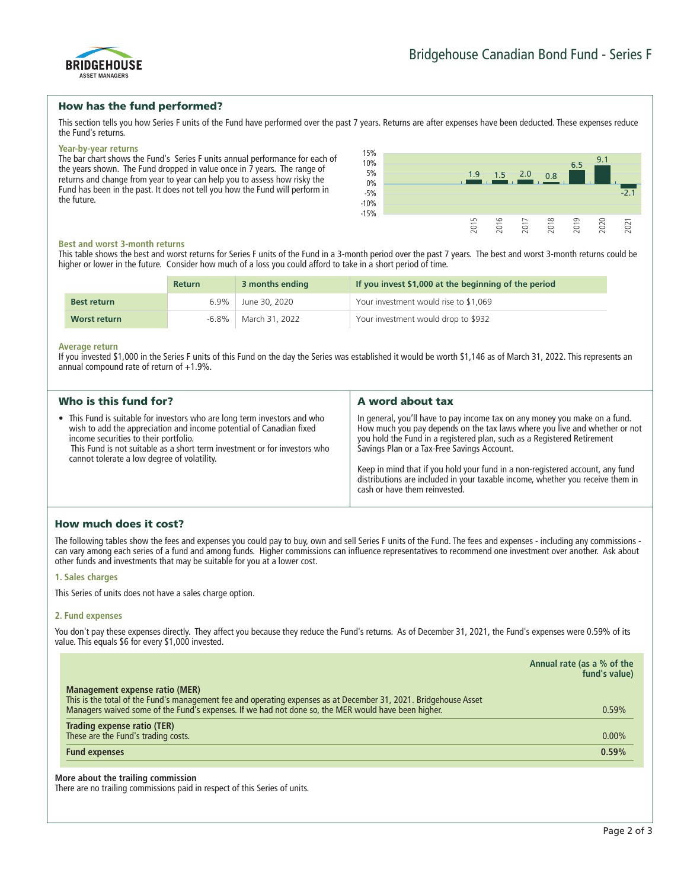## How has the fund performed?

This section tells you how Series F units of the Fund have performed over the past 7 years. Returns are after expenses have been deducted. These expenses reduce the Fund's returns.

### Year-by-year returns

The bar chart shows the Fund's Series F units annual performance for each of the years shown. The Fund dropped in value once in 7 years. The range of returns and change from year to year can help you to assess how risky the Fund has been in the past. It does not tell you how the Fund will perform in the future.

| Year | Return (%) |
|---|---|
| 2015 | 1.9 |
| 2016 | 1.5 |
| 2017 | 2.0 |
| 2018 | 0.8 |
| 2019 | 6.5 |
| 2020 | 9.1 |
| 2021 | -2.1 |

### Best and worst 3-month returns

This table shows the best and worst returns for Series F units of the Fund in a 3-month period over the past 7 years. The best and worst 3-month returns could be higher or lower in the future. Consider how much of a loss you could afford to take in a short period of time.

| | Return | 3 months ending | If you invest $1,000 at the beginning of the period |
|---|---|---|---|
| **Best return** | 6.9% | June 30, 2020 | Your investment would rise to $1,069 |
| **Worst return** | -6.8% | March 31, 2022 | Your investment would drop to $932 |

### Average return

If you invested $1,000 in the Series F units of this Fund on the day the Series was established it would be worth $1,146 as of March 31, 2022. This represents an annual compound rate of return of +1.9%.

## Who is this fund for?

- This Fund is suitable for investors who are long term investors and who wish to add the appreciation and income potential of Canadian fixed income securities to their portfolio.
  This Fund is not suitable as a short term investment or for investors who cannot tolerate a low degree of volatility.

## A word about tax

In general, you'll have to pay income tax on any money you make on a fund. How much you pay depends on the tax laws where you live and whether or not you hold the Fund in a registered plan, such as a Registered Retirement Savings Plan or a Tax-Free Savings Account.

Keep in mind that if you hold your fund in a non-registered account, any fund distributions are included in your taxable income, whether you receive them in cash or have them reinvested.

## How much does it cost?

The following tables show the fees and expenses you could pay to buy, own and sell Series F units of the Fund. The fees and expenses - including any commissions - can vary among each series of a fund and among funds. Higher commissions can influence representatives to recommend one investment over another. Ask about other funds and investments that may be suitable for you at a lower cost.

### 1. Sales charges

This Series of units does not have a sales charge option.

### 2. Fund expenses

You don't pay these expenses directly. They affect you because they reduce the Fund's returns. As of December 31, 2021, the Fund's expenses were 0.59% of its value. This equals $6 for every $1,000 invested.

| | Annual rate (as a % of the fund's value) |
|---|---|
| **Management expense ratio (MER)**<br>This is the total of the Fund's management fee and operating expenses as at December 31, 2021. Bridgehouse Asset Managers waived some of the Fund's expenses. If we had not done so, the MER would have been higher. | 0.59% |
| **Trading expense ratio (TER)**<br>These are the Fund's trading costs. | 0.00% |
| **Fund expenses** | **0.59%** |

**More about the trailing commission**

There are no trailing commissions paid in respect of this Series of units.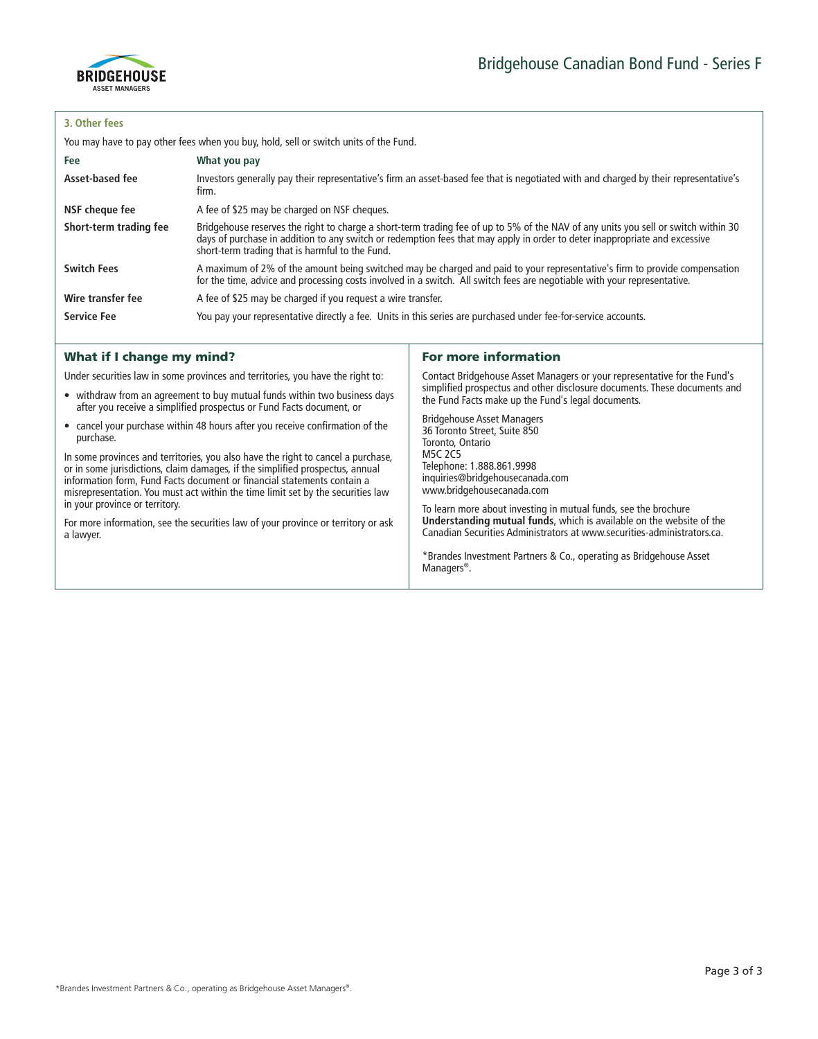### 3. Other fees

You may have to pay other fees when you buy, hold, sell or switch units of the Fund.

| Fee | What you pay |
| --- | --- |
| **Asset-based fee** | Investors generally pay their representative's firm an asset-based fee that is negotiated with and charged by their representative's firm. |
| **NSF cheque fee** | A fee of $25 may be charged on NSF cheques. |
| **Short-term trading fee** | Bridgehouse reserves the right to charge a short-term trading fee of up to 5% of the NAV of any units you sell or switch within 30 days of purchase in addition to any switch or redemption fees that may apply in order to deter inappropriate and excessive short-term trading that is harmful to the Fund. |
| **Switch Fees** | A maximum of 2% of the amount being switched may be charged and paid to your representative's firm to provide compensation for the time, advice and processing costs involved in a switch. All switch fees are negotiable with your representative. |
| **Wire transfer fee** | A fee of $25 may be charged if you request a wire transfer. |
| **Service Fee** | You pay your representative directly a fee. Units in this series are purchased under fee-for-service accounts. |

## What if I change my mind?

Under securities law in some provinces and territories, you have the right to:

- withdraw from an agreement to buy mutual funds within two business days after you receive a simplified prospectus or Fund Facts document, or
- cancel your purchase within 48 hours after you receive confirmation of the purchase.

In some provinces and territories, you also have the right to cancel a purchase, or in some jurisdictions, claim damages, if the simplified prospectus, annual information form, Fund Facts document or financial statements contain a misrepresentation. You must act within the time limit set by the securities law in your province or territory.

For more information, see the securities law of your province or territory or ask a lawyer.

## For more information

Contact Bridgehouse Asset Managers or your representative for the Fund's simplified prospectus and other disclosure documents. These documents and the Fund Facts make up the Fund's legal documents.

Bridgehouse Asset Managers
36 Toronto Street, Suite 850
Toronto, Ontario
M5C 2C5
Telephone: 1.888.861.9998
inquiries@bridgehousecanada.com
www.bridgehousecanada.com

To learn more about investing in mutual funds, see the brochure **Understanding mutual funds**, which is available on the website of the Canadian Securities Administrators at www.securities-administrators.ca.

*Brandes Investment Partners & Co., operating as Bridgehouse Asset Managers®.